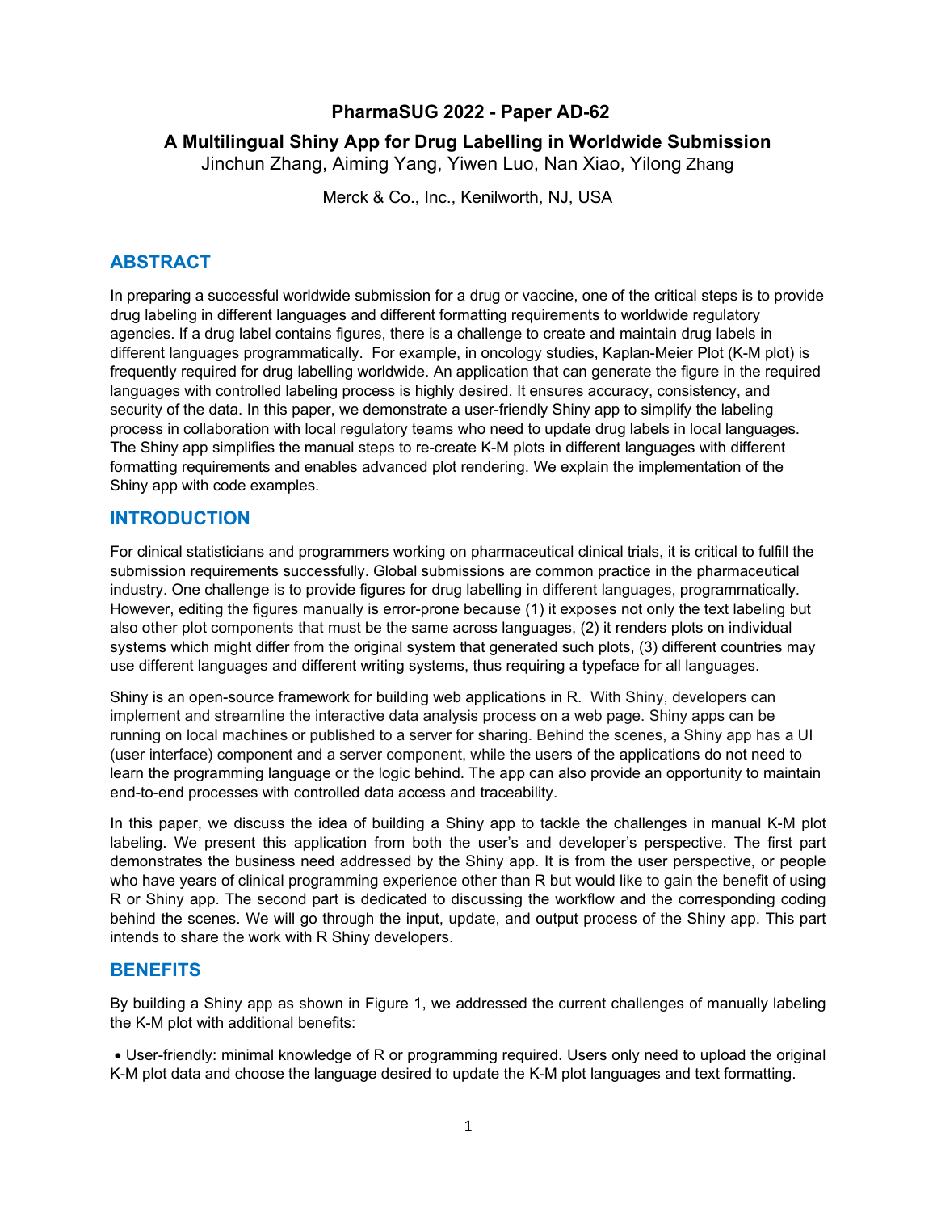# PharmaSUG 2022 - Paper AD-62

## A Multilingual Shiny App for Drug Labelling in Worldwide Submission

Jinchun Zhang, Aiming Yang, Yiwen Luo, Nan Xiao, Yilong Zhang

Merck & Co., Inc., Kenilworth, NJ, USA

## ABSTRACT

In preparing a successful worldwide submission for a drug or vaccine, one of the critical steps is to provide drug labeling in different languages and different formatting requirements to worldwide regulatory agencies. If a drug label contains figures, there is a challenge to create and maintain drug labels in different languages programmatically. For example, in oncology studies, Kaplan-Meier Plot (K-M plot) is frequently required for drug labelling worldwide. An application that can generate the figure in the required languages with controlled labeling process is highly desired. It ensures accuracy, consistency, and security of the data. In this paper, we demonstrate a user-friendly Shiny app to simplify the labeling process in collaboration with local regulatory teams who need to update drug labels in local languages. The Shiny app simplifies the manual steps to re-create K-M plots in different languages with different formatting requirements and enables advanced plot rendering. We explain the implementation of the Shiny app with code examples.

## INTRODUCTION

For clinical statisticians and programmers working on pharmaceutical clinical trials, it is critical to fulfill the submission requirements successfully. Global submissions are common practice in the pharmaceutical industry. One challenge is to provide figures for drug labelling in different languages, programmatically. However, editing the figures manually is error-prone because (1) it exposes not only the text labeling but also other plot components that must be the same across languages, (2) it renders plots on individual systems which might differ from the original system that generated such plots, (3) different countries may use different languages and different writing systems, thus requiring a typeface for all languages.

Shiny is an open-source framework for building web applications in R. With Shiny, developers can implement and streamline the interactive data analysis process on a web page. Shiny apps can be running on local machines or published to a server for sharing. Behind the scenes, a Shiny app has a UI (user interface) component and a server component, while the users of the applications do not need to learn the programming language or the logic behind. The app can also provide an opportunity to maintain end-to-end processes with controlled data access and traceability.

In this paper, we discuss the idea of building a Shiny app to tackle the challenges in manual K-M plot labeling. We present this application from both the user's and developer's perspective. The first part demonstrates the business need addressed by the Shiny app. It is from the user perspective, or people who have years of clinical programming experience other than R but would like to gain the benefit of using R or Shiny app. The second part is dedicated to discussing the workflow and the corresponding coding behind the scenes. We will go through the input, update, and output process of the Shiny app. This part intends to share the work with R Shiny developers.

## BENEFITS

By building a Shiny app as shown in Figure 1, we addressed the current challenges of manually labeling the K-M plot with additional benefits:

- User-friendly: minimal knowledge of R or programming required. Users only need to upload the original K-M plot data and choose the language desired to update the K-M plot languages and text formatting.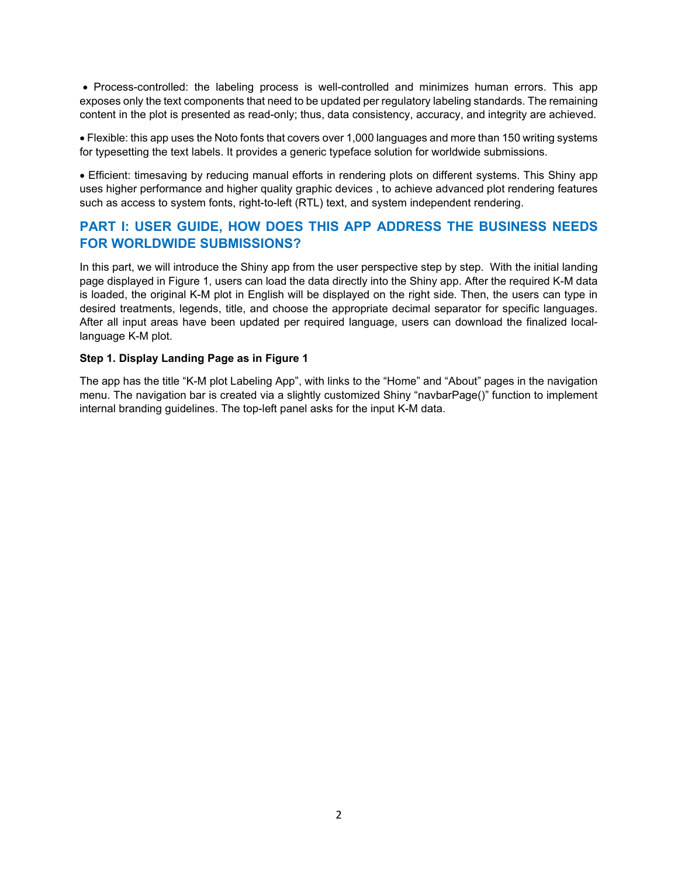- Process-controlled: the labeling process is well-controlled and minimizes human errors. This app exposes only the text components that need to be updated per regulatory labeling standards. The remaining content in the plot is presented as read-only; thus, data consistency, accuracy, and integrity are achieved.

- Flexible: this app uses the Noto fonts that covers over 1,000 languages and more than 150 writing systems for typesetting the text labels. It provides a generic typeface solution for worldwide submissions.

- Efficient: timesaving by reducing manual efforts in rendering plots on different systems. This Shiny app uses higher performance and higher quality graphic devices , to achieve advanced plot rendering features such as access to system fonts, right-to-left (RTL) text, and system independent rendering.

## PART I: USER GUIDE, HOW DOES THIS APP ADDRESS THE BUSINESS NEEDS FOR WORLDWIDE SUBMISSIONS?

In this part, we will introduce the Shiny app from the user perspective step by step. With the initial landing page displayed in Figure 1, users can load the data directly into the Shiny app. After the required K-M data is loaded, the original K-M plot in English will be displayed on the right side. Then, the users can type in desired treatments, legends, title, and choose the appropriate decimal separator for specific languages. After all input areas have been updated per required language, users can download the finalized local-language K-M plot.

**Step 1. Display Landing Page as in Figure 1**

The app has the title “K-M plot Labeling App”, with links to the “Home” and “About” pages in the navigation menu. The navigation bar is created via a slightly customized Shiny “navbarPage()” function to implement internal branding guidelines. The top-left panel asks for the input K-M data.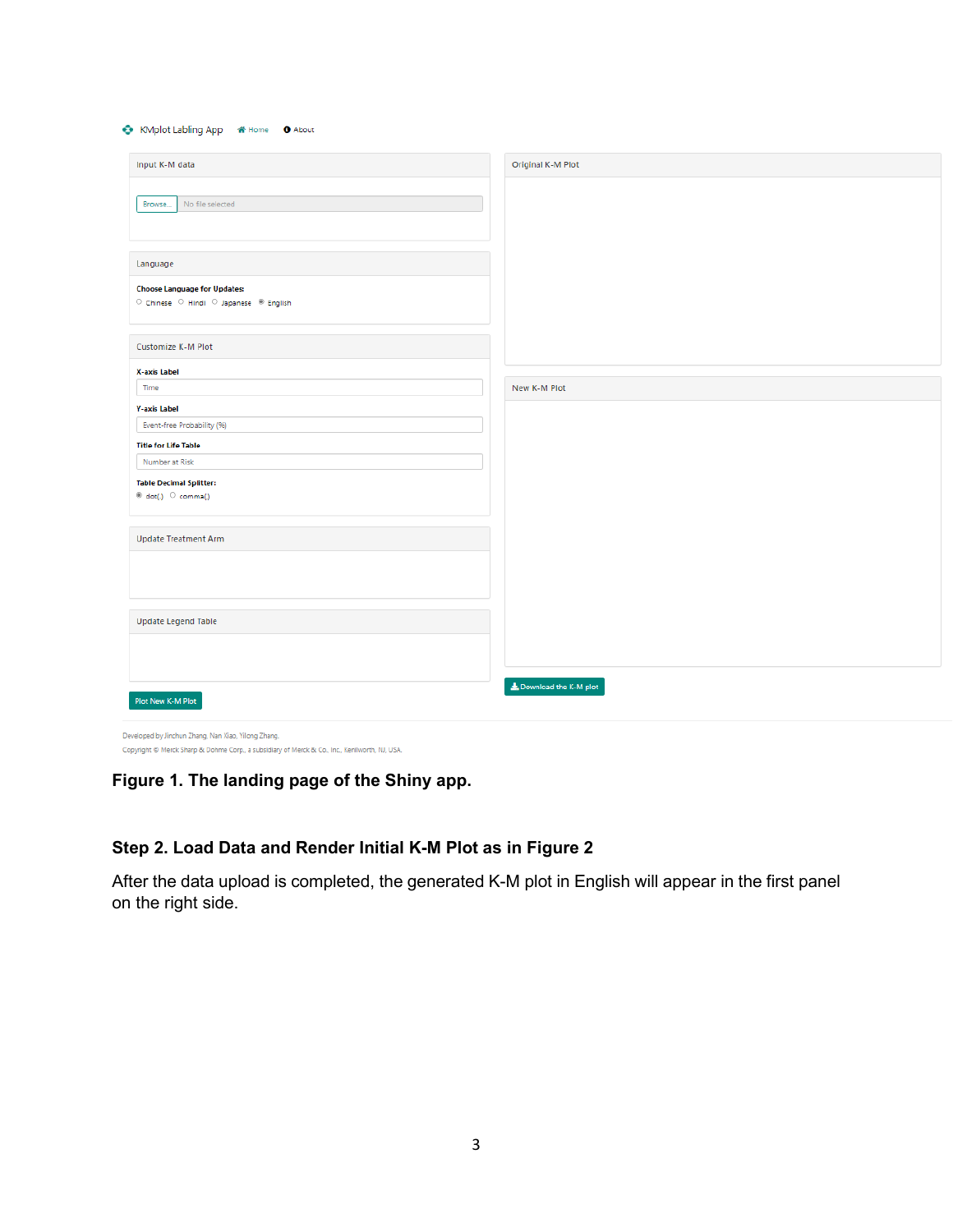**Figure 1. The landing page of the Shiny app.**

### Step 2. Load Data and Render Initial K-M Plot as in Figure 2

After the data upload is completed, the generated K-M plot in English will appear in the first panel on the right side.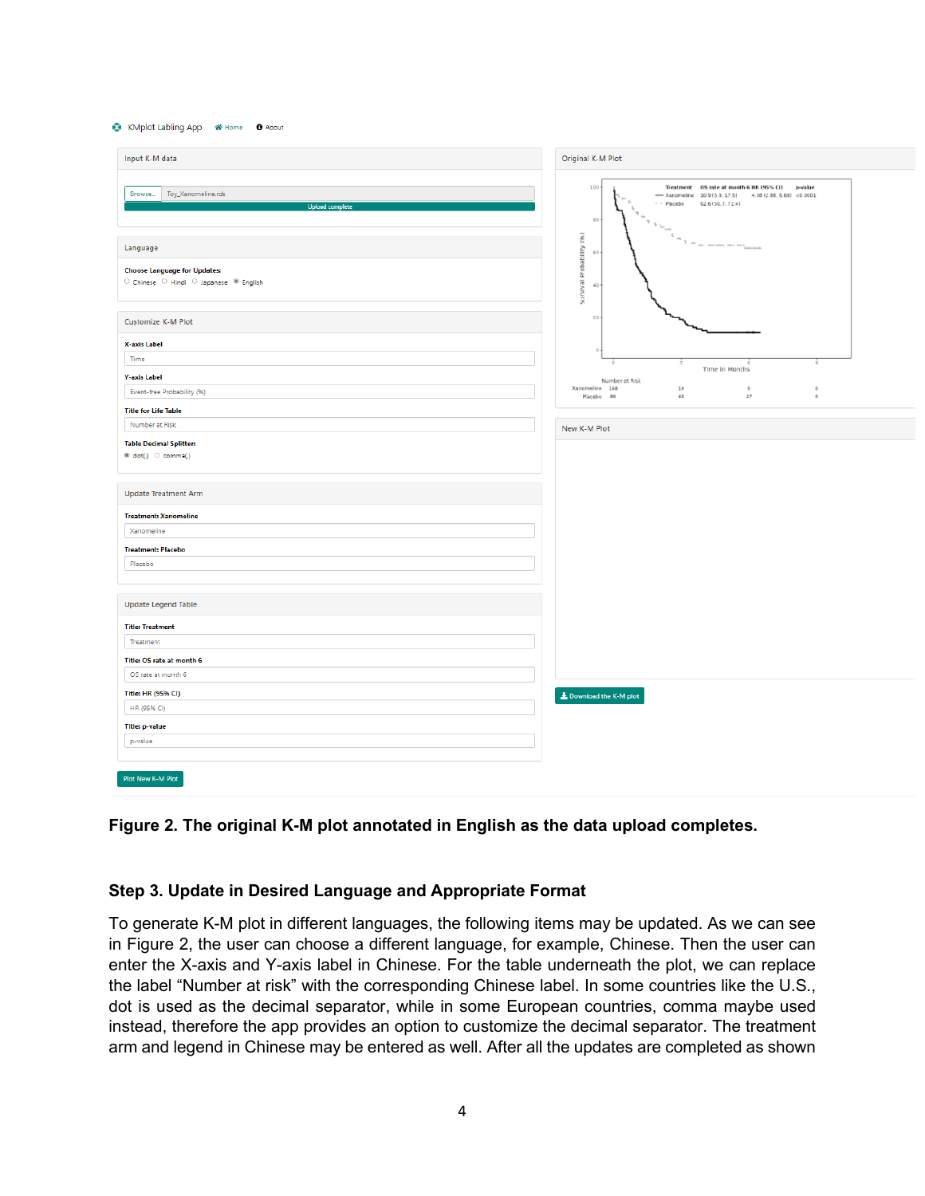**Figure 2. The original K-M plot annotated in English as the data upload completes.**

### Step 3. Update in Desired Language and Appropriate Format

To generate K-M plot in different languages, the following items may be updated. As we can see in Figure 2, the user can choose a different language, for example, Chinese. Then the user can enter the X-axis and Y-axis label in Chinese. For the table underneath the plot, we can replace the label "Number at risk" with the corresponding Chinese label. In some countries like the U.S., dot is used as the decimal separator, while in some European countries, comma maybe used instead, therefore the app provides an option to customize the decimal separator. The treatment arm and legend in Chinese may be entered as well. After all the updates are completed as shown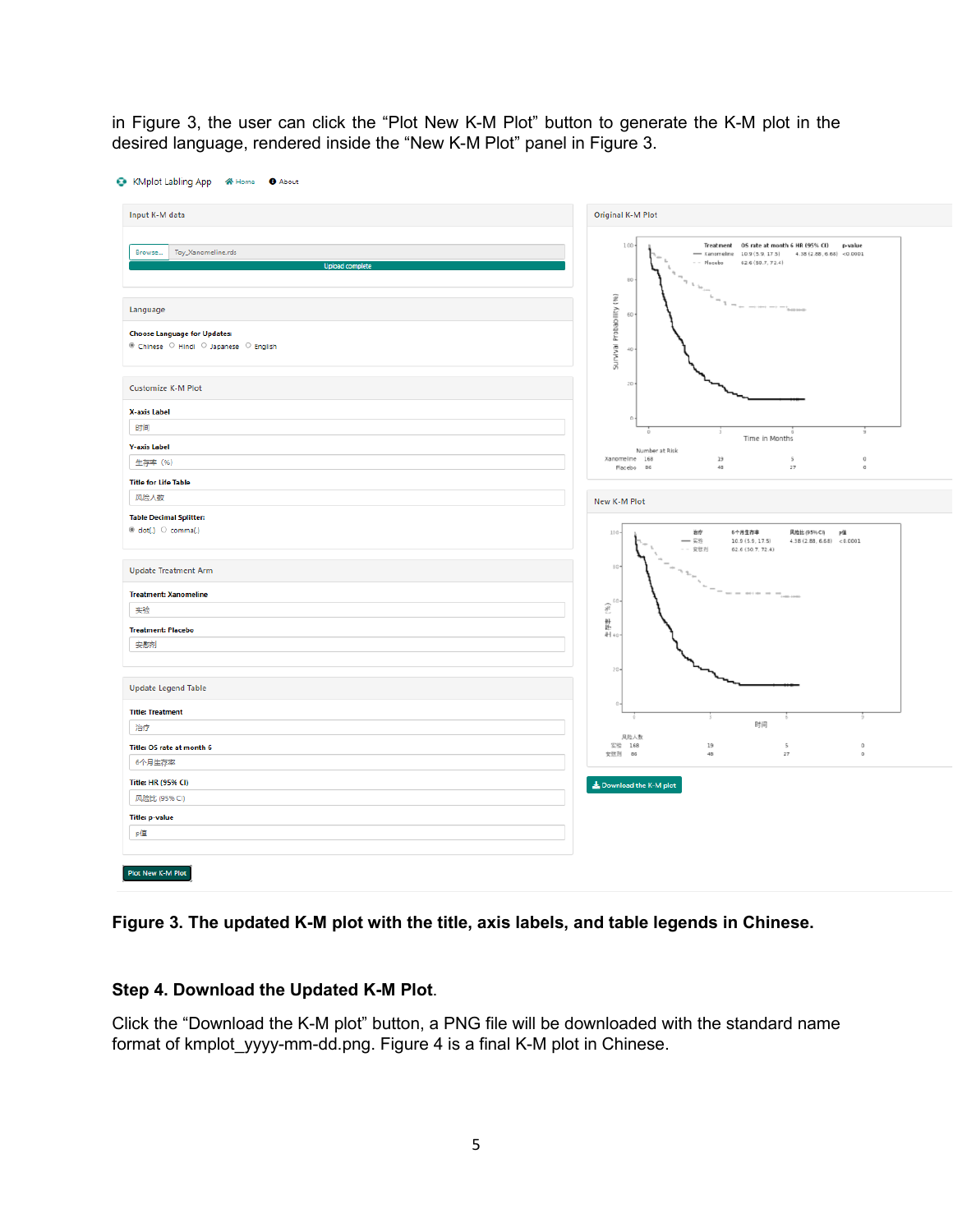in Figure 3, the user can click the "Plot New K-M Plot" button to generate the K-M plot in the desired language, rendered inside the "New K-M Plot" panel in Figure 3.

**Figure 3. The updated K-M plot with the title, axis labels, and table legends in Chinese.**

**Step 4. Download the Updated K-M Plot.**

Click the "Download the K-M plot" button, a PNG file will be downloaded with the standard name format of kmplot_yyyy-mm-dd.png. Figure 4 is a final K-M plot in Chinese.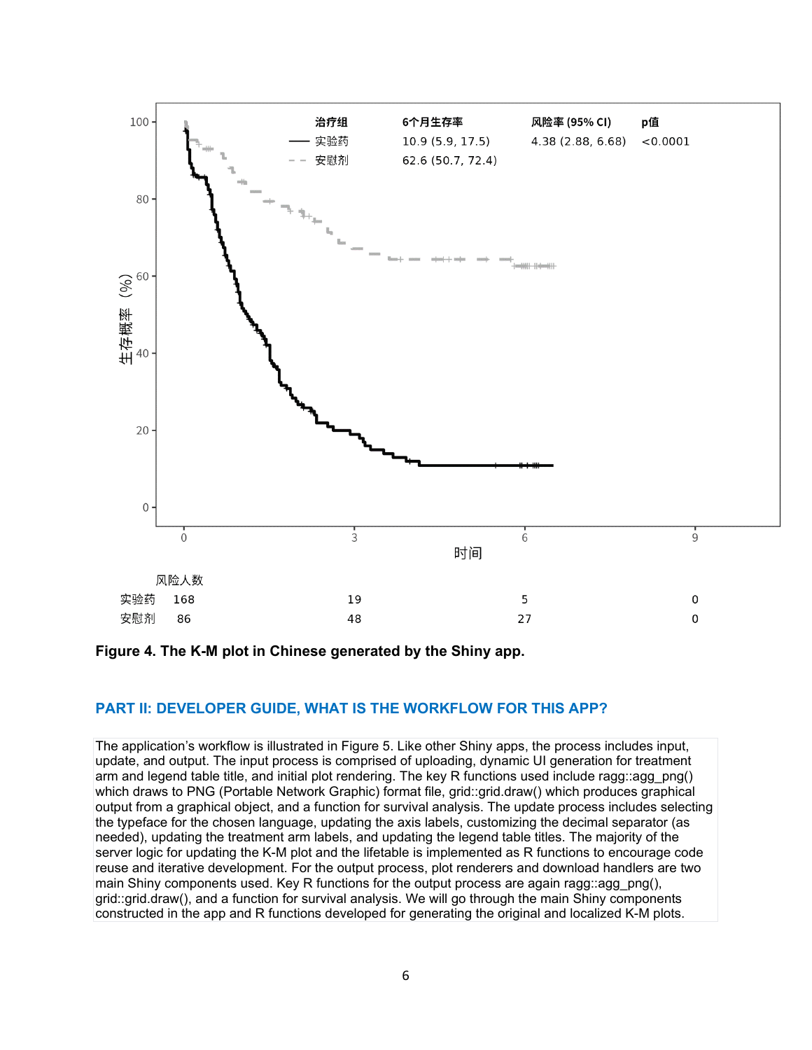Figure 4. The K-M plot in Chinese generated by the Shiny app.

## PART II: DEVELOPER GUIDE, WHAT IS THE WORKFLOW FOR THIS APP?

The application's workflow is illustrated in Figure 5. Like other Shiny apps, the process includes input, update, and output. The input process is comprised of uploading, dynamic UI generation for treatment arm and legend table title, and initial plot rendering. The key R functions used include ragg::agg_png() which draws to PNG (Portable Network Graphic) format file, grid::grid.draw() which produces graphical output from a graphical object, and a function for survival analysis. The update process includes selecting the typeface for the chosen language, updating the axis labels, customizing the decimal separator (as needed), updating the treatment arm labels, and updating the legend table titles. The majority of the server logic for updating the K-M plot and the lifetable is implemented as R functions to encourage code reuse and iterative development. For the output process, plot renderers and download handlers are two main Shiny components used. Key R functions for the output process are again ragg::agg_png(), grid::grid.draw(), and a function for survival analysis. We will go through the main Shiny components constructed in the app and R functions developed for generating the original and localized K-M plots.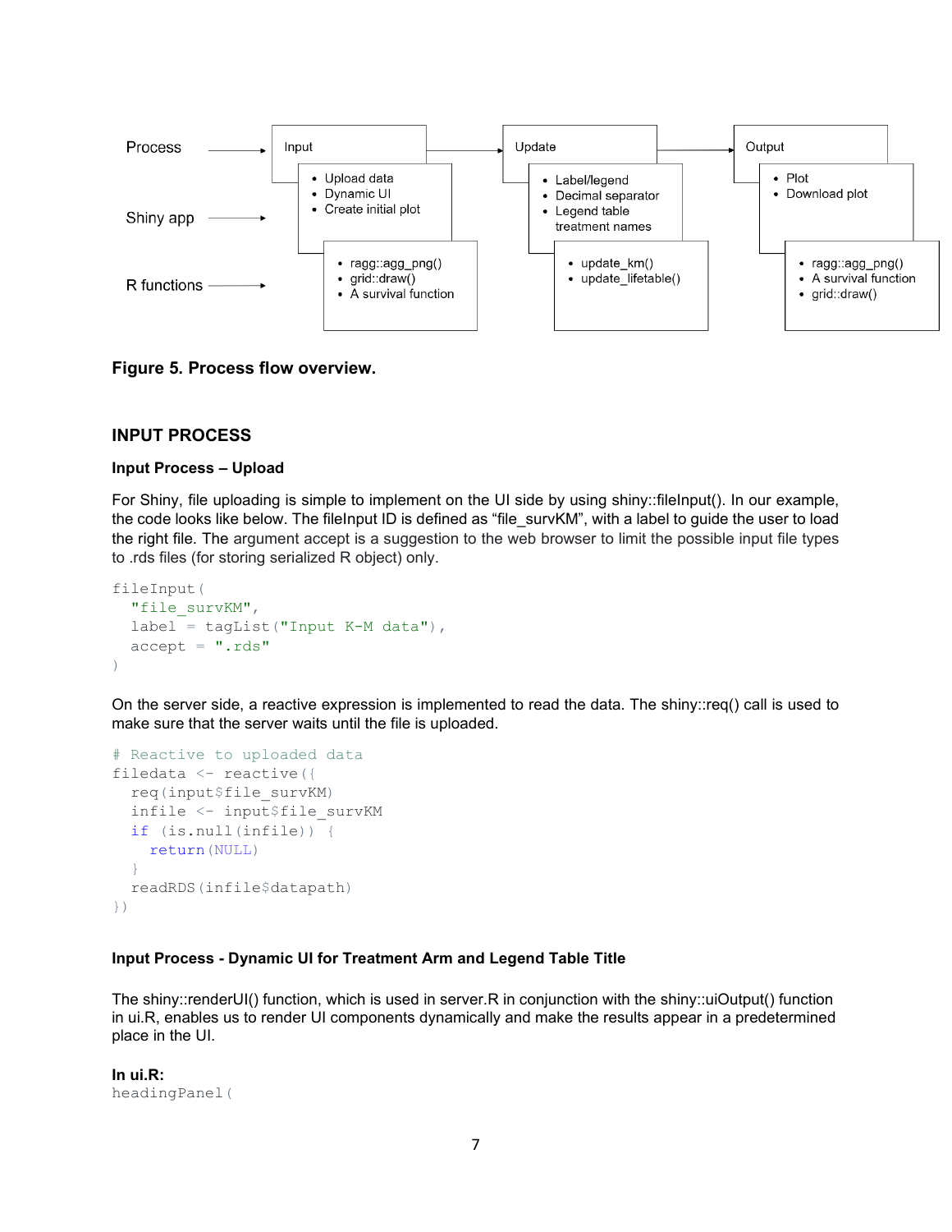| Process | Input | Update | Output |
|---|---|---|---|
| Shiny app | • Upload data<br>• Dynamic UI<br>• Create initial plot | • Label/legend<br>• Decimal separator<br>• Legend table treatment names | • Plot<br>• Download plot |
| R functions | • ragg::agg_png()<br>• grid::draw()<br>• A survival function | • update_km()<br>• update_lifetable() | • ragg::agg_png()<br>• A survival function<br>• grid::draw() |

**Figure 5. Process flow overview.**

## INPUT PROCESS

### Input Process – Upload

For Shiny, file uploading is simple to implement on the UI side by using shiny::fileInput(). In our example, the code looks like below. The fileInput ID is defined as "file_survKM", with a label to guide the user to load the right file. The argument accept is a suggestion to the web browser to limit the possible input file types to .rds files (for storing serialized R object) only.

```
fileInput(
  "file_survKM",
  label = tagList("Input K-M data"),
  accept = ".rds"
)
```

On the server side, a reactive expression is implemented to read the data. The shiny::req() call is used to make sure that the server waits until the file is uploaded.

```
# Reactive to uploaded data
filedata <- reactive({
  req(input$file_survKM)
  infile <- input$file_survKM
  if (is.null(infile)) {
    return(NULL)
  }
  readRDS(infile$datapath)
})
```

### Input Process - Dynamic UI for Treatment Arm and Legend Table Title

The shiny::renderUI() function, which is used in server.R in conjunction with the shiny::uiOutput() function in ui.R, enables us to render UI components dynamically and make the results appear in a predetermined place in the UI.

**In ui.R:**

```
headingPanel(
```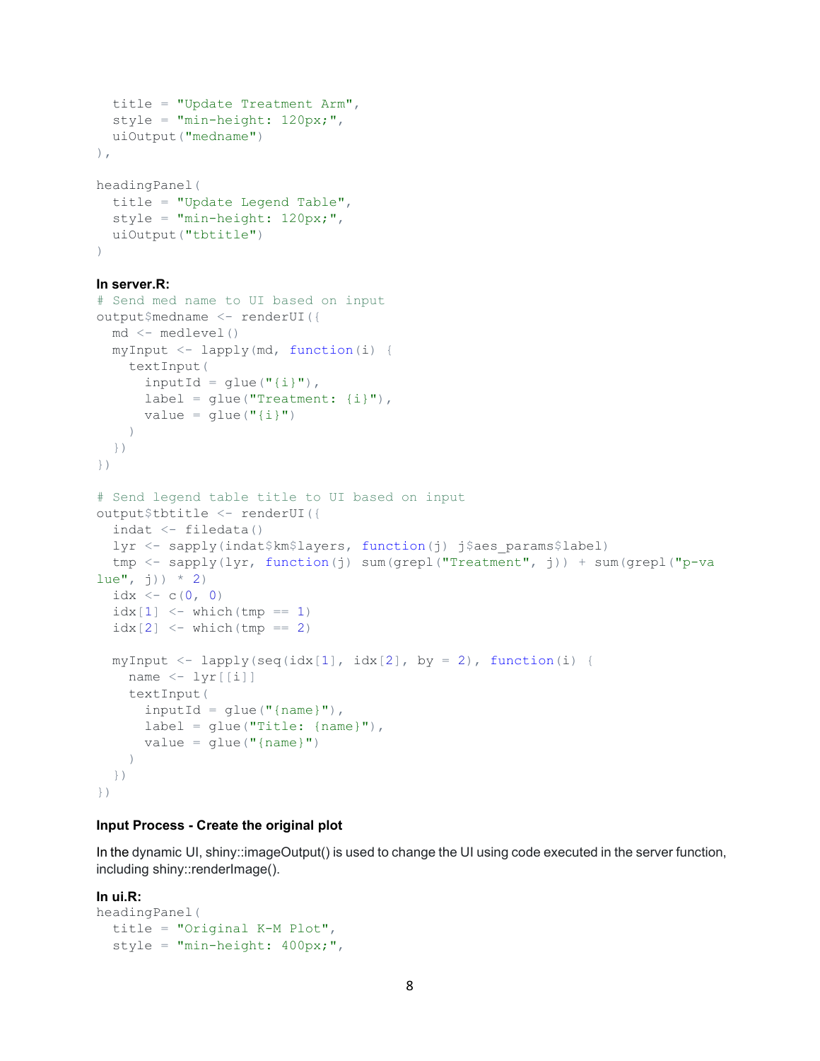```
  title = "Update Treatment Arm",
  style = "min-height: 120px;",
  uiOutput("medname")
),

headingPanel(
  title = "Update Legend Table",
  style = "min-height: 120px;",
  uiOutput("tbtitle")
)
```

**In server.R:**

```
# Send med name to UI based on input
output$medname <- renderUI({
  md <- medlevel()
  myInput <- lapply(md, function(i) {
    textInput(
      inputId = glue("{i}"),
      label = glue("Treatment: {i}"),
      value = glue("{i}")
    )
  })
})

# Send legend table title to UI based on input
output$tbtitle <- renderUI({
  indat <- filedata()
  lyr <- sapply(indat$km$layers, function(j) j$aes_params$label)
  tmp <- sapply(lyr, function(j) sum(grepl("Treatment", j)) + sum(grepl("p-value", j)) * 2)
  idx <- c(0, 0)
  idx[1] <- which(tmp == 1)
  idx[2] <- which(tmp == 2)

  myInput <- lapply(seq(idx[1], idx[2], by = 2), function(i) {
    name <- lyr[[i]]
    textInput(
      inputId = glue("{name}"),
      label = glue("Title: {name}"),
      value = glue("{name}")
    )
  })
})
```

**Input Process - Create the original plot**

In the dynamic UI, shiny::imageOutput() is used to change the UI using code executed in the server function, including shiny::renderImage().

**In ui.R:**

```
headingPanel(
  title = "Original K-M Plot",
  style = "min-height: 400px;",
```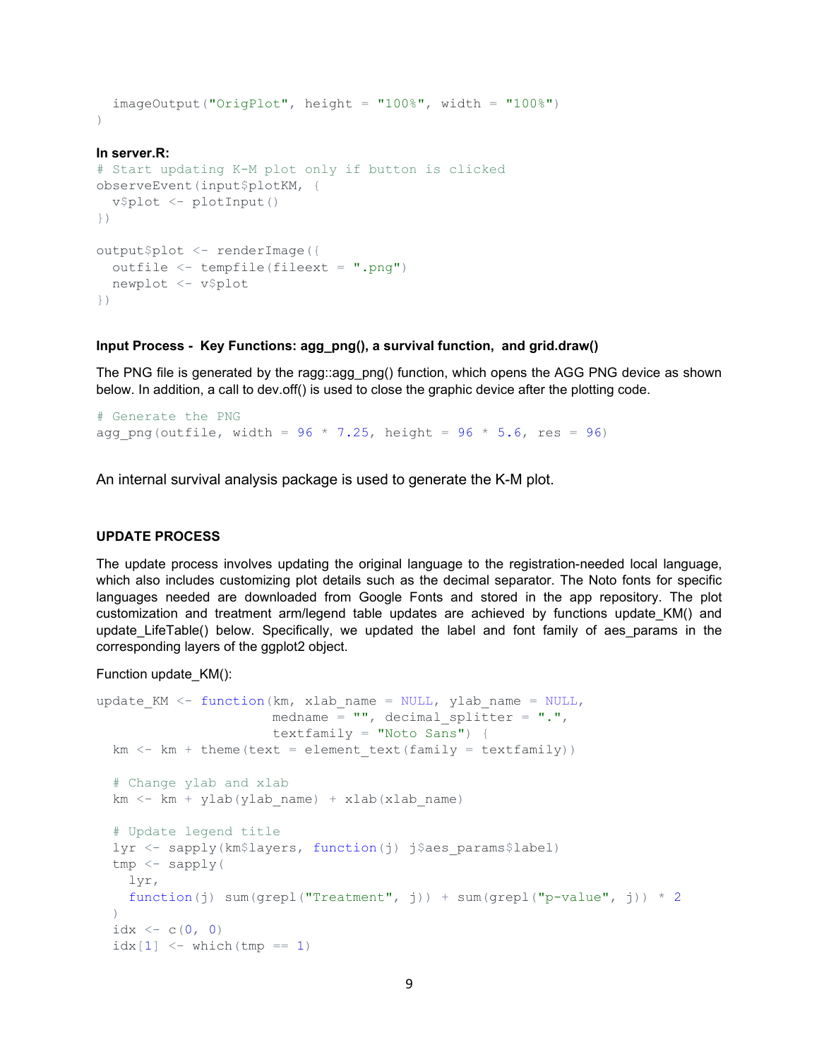```
  imageOutput("OrigPlot", height = "100%", width = "100%")
)
```

**In server.R:**

```
# Start updating K-M plot only if button is clicked
observeEvent(input$plotKM, {
  v$plot <- plotInput()
})

output$plot <- renderImage({
  outfile <- tempfile(fileext = ".png")
  newplot <- v$plot
})
```

**Input Process - Key Functions: agg_png(), a survival function, and grid.draw()**

The PNG file is generated by the ragg::agg_png() function, which opens the AGG PNG device as shown below. In addition, a call to dev.off() is used to close the graphic device after the plotting code.

```
# Generate the PNG
agg_png(outfile, width = 96 * 7.25, height = 96 * 5.6, res = 96)
```

An internal survival analysis package is used to generate the K-M plot.

**UPDATE PROCESS**

The update process involves updating the original language to the registration-needed local language, which also includes customizing plot details such as the decimal separator. The Noto fonts for specific languages needed are downloaded from Google Fonts and stored in the app repository. The plot customization and treatment arm/legend table updates are achieved by functions update_KM() and update_LifeTable() below. Specifically, we updated the label and font family of aes_params in the corresponding layers of the ggplot2 object.

Function update_KM():

```
update_KM <- function(km, xlab_name = NULL, ylab_name = NULL,
                      medname = "", decimal_splitter = ".",
                      textfamily = "Noto Sans") {
  km <- km + theme(text = element_text(family = textfamily))

  # Change ylab and xlab
  km <- km + ylab(ylab_name) + xlab(xlab_name)

  # Update legend title
  lyr <- sapply(km$layers, function(j) j$aes_params$label)
  tmp <- sapply(
    lyr,
    function(j) sum(grepl("Treatment", j)) + sum(grepl("p-value", j)) * 2
  )
  idx <- c(0, 0)
  idx[1] <- which(tmp == 1)
```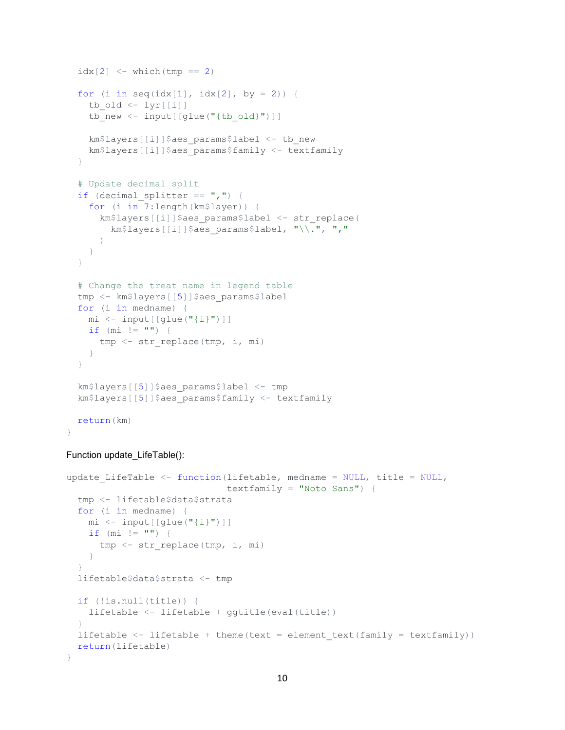```
  idx[2] <- which(tmp == 2)

  for (i in seq(idx[1], idx[2], by = 2)) {
    tb_old <- lyr[[i]]
    tb_new <- input[[glue("{tb_old}")]]

    km$layers[[i]]$aes_params$label <- tb_new
    km$layers[[i]]$aes_params$family <- textfamily
  }

  # Update decimal split
  if (decimal_splitter == ",") {
    for (i in 7:length(km$layer)) {
      km$layers[[i]]$aes_params$label <- str_replace(
        km$layers[[i]]$aes_params$label, "\\.", ","
      )
    }
  }

  # Change the treat name in legend table
  tmp <- km$layers[[5]]$aes_params$label
  for (i in medname) {
    mi <- input[[glue("{i}")]]
    if (mi != "") {
      tmp <- str_replace(tmp, i, mi)
    }
  }

  km$layers[[5]]$aes_params$label <- tmp
  km$layers[[5]]$aes_params$family <- textfamily

  return(km)
}
```

Function update_LifeTable():

```
update_LifeTable <- function(lifetable, medname = NULL, title = NULL,
                             textfamily = "Noto Sans") {
  tmp <- lifetable$data$strata
  for (i in medname) {
    mi <- input[[glue("{i}")]]
    if (mi != "") {
      tmp <- str_replace(tmp, i, mi)
    }
  }
  lifetable$data$strata <- tmp

  if (!is.null(title)) {
    lifetable <- lifetable + ggtitle(eval(title))
  }
  lifetable <- lifetable + theme(text = element_text(family = textfamily))
  return(lifetable)
}
```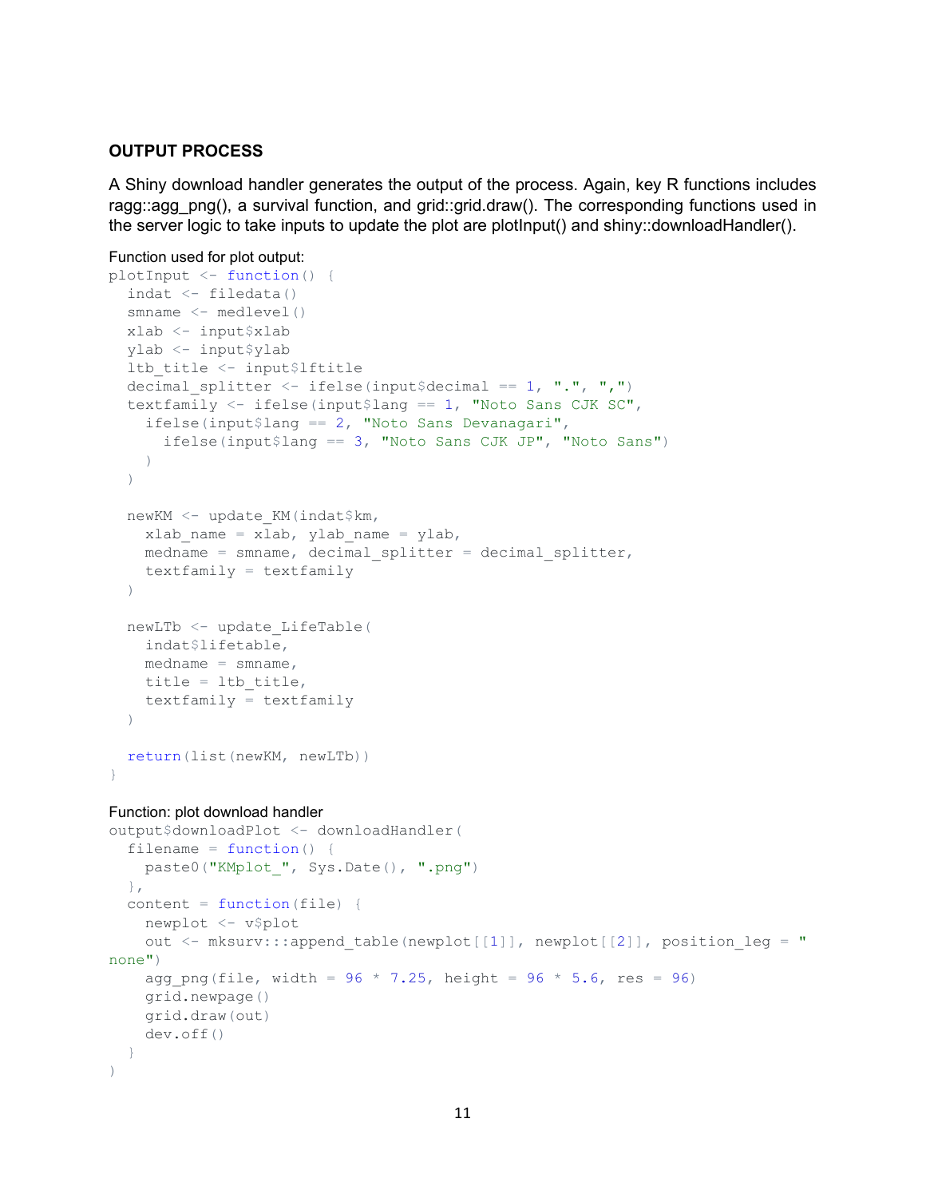### OUTPUT PROCESS

A Shiny download handler generates the output of the process. Again, key R functions includes ragg::agg_png(), a survival function, and grid::grid.draw(). The corresponding functions used in the server logic to take inputs to update the plot are plotInput() and shiny::downloadHandler().

Function used for plot output:

```
plotInput <- function() {
  indat <- filedata()
  smname <- medlevel()
  xlab <- input$xlab
  ylab <- input$ylab
  ltb_title <- input$lftitle
  decimal_splitter <- ifelse(input$decimal == 1, ".", ",")
  textfamily <- ifelse(input$lang == 1, "Noto Sans CJK SC",
    ifelse(input$lang == 2, "Noto Sans Devanagari",
      ifelse(input$lang == 3, "Noto Sans CJK JP", "Noto Sans")
    )
  )

  newKM <- update_KM(indat$km,
    xlab_name = xlab, ylab_name = ylab,
    medname = smname, decimal_splitter = decimal_splitter,
    textfamily = textfamily
  )

  newLTb <- update_LifeTable(
    indat$lifetable,
    medname = smname,
    title = ltb_title,
    textfamily = textfamily
  )

  return(list(newKM, newLTb))
}
```

Function: plot download handler

```
output$downloadPlot <- downloadHandler(
  filename = function() {
    paste0("KMplot_", Sys.Date(), ".png")
  },
  content = function(file) {
    newplot <- v$plot
    out <- mksurv:::append_table(newplot[[1]], newplot[[2]], position_leg = "
none")
    agg_png(file, width = 96 * 7.25, height = 96 * 5.6, res = 96)
    grid.newpage()
    grid.draw(out)
    dev.off()
  }
)
```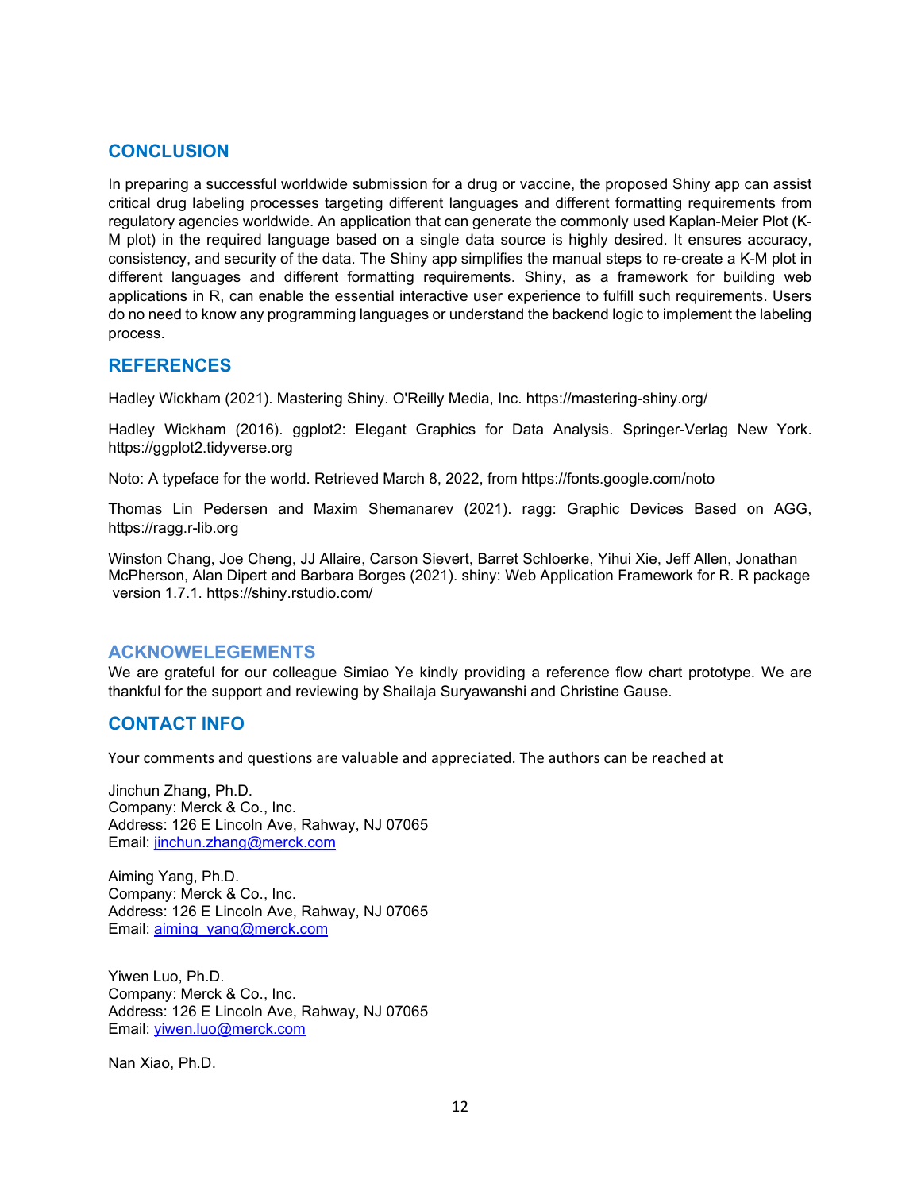## CONCLUSION

In preparing a successful worldwide submission for a drug or vaccine, the proposed Shiny app can assist critical drug labeling processes targeting different languages and different formatting requirements from regulatory agencies worldwide. An application that can generate the commonly used Kaplan-Meier Plot (K-M plot) in the required language based on a single data source is highly desired. It ensures accuracy, consistency, and security of the data. The Shiny app simplifies the manual steps to re-create a K-M plot in different languages and different formatting requirements. Shiny, as a framework for building web applications in R, can enable the essential interactive user experience to fulfill such requirements. Users do no need to know any programming languages or understand the backend logic to implement the labeling process.

## REFERENCES

Hadley Wickham (2021). Mastering Shiny. O'Reilly Media, Inc. https://mastering-shiny.org/

Hadley Wickham (2016). ggplot2: Elegant Graphics for Data Analysis. Springer-Verlag New York. https://ggplot2.tidyverse.org

Noto: A typeface for the world. Retrieved March 8, 2022, from https://fonts.google.com/noto

Thomas Lin Pedersen and Maxim Shemanarev (2021). ragg: Graphic Devices Based on AGG, https://ragg.r-lib.org

Winston Chang, Joe Cheng, JJ Allaire, Carson Sievert, Barret Schloerke, Yihui Xie, Jeff Allen, Jonathan McPherson, Alan Dipert and Barbara Borges (2021). shiny: Web Application Framework for R. R package version 1.7.1. https://shiny.rstudio.com/

## ACKNOWELEGEMENTS

We are grateful for our colleague Simiao Ye kindly providing a reference flow chart prototype. We are thankful for the support and reviewing by Shailaja Suryawanshi and Christine Gause.

## CONTACT INFO

Your comments and questions are valuable and appreciated. The authors can be reached at

Jinchun Zhang, Ph.D.
Company: Merck & Co., Inc.
Address: 126 E Lincoln Ave, Rahway, NJ 07065
Email: jinchun.zhang@merck.com

Aiming Yang, Ph.D.
Company: Merck & Co., Inc.
Address: 126 E Lincoln Ave, Rahway, NJ 07065
Email: aiming_yang@merck.com

Yiwen Luo, Ph.D.
Company: Merck & Co., Inc.
Address: 126 E Lincoln Ave, Rahway, NJ 07065
Email: yiwen.luo@merck.com

Nan Xiao, Ph.D.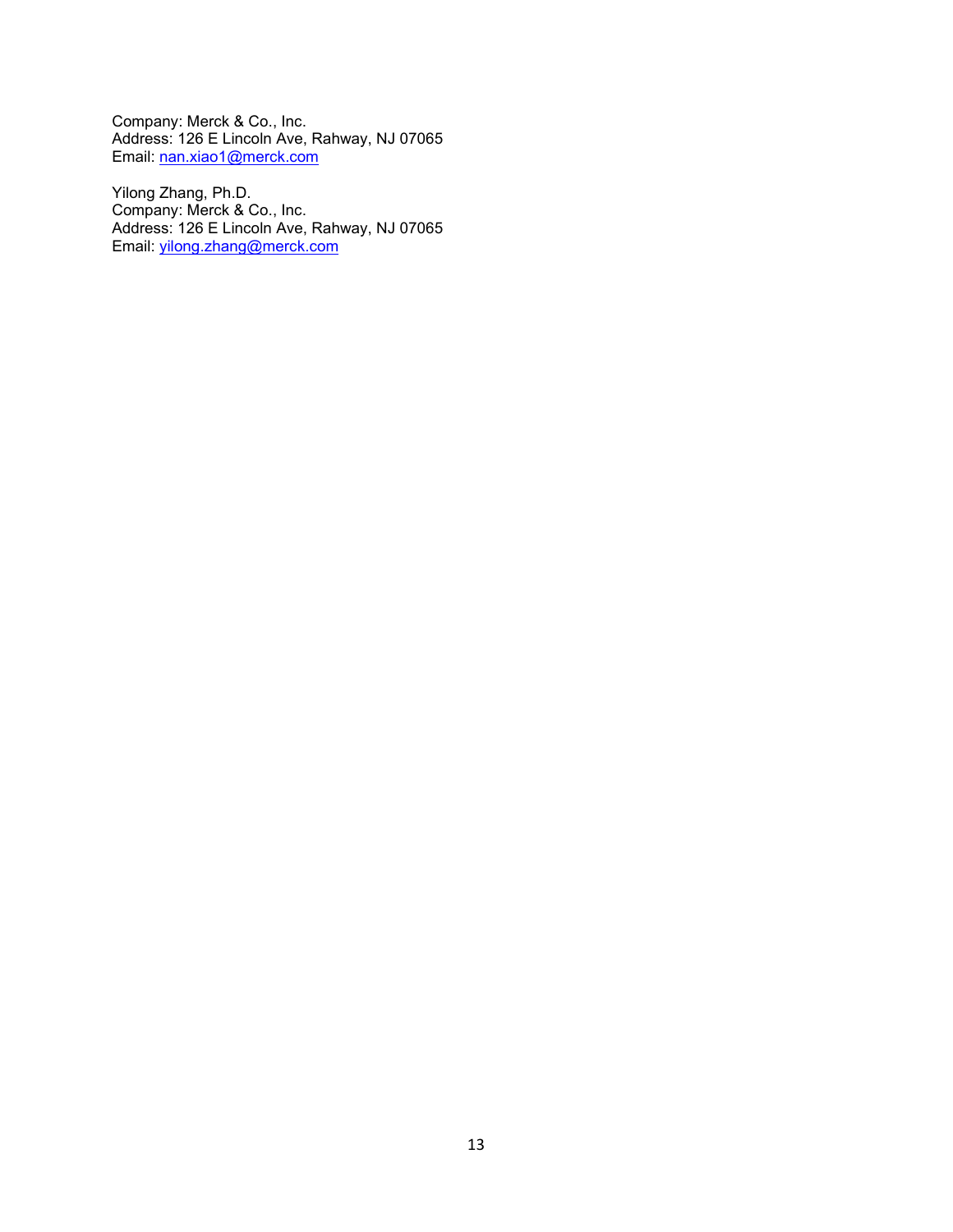Company: Merck & Co., Inc.
Address: 126 E Lincoln Ave, Rahway, NJ 07065
Email: nan.xiao1@merck.com

Yilong Zhang, Ph.D.
Company: Merck & Co., Inc.
Address: 126 E Lincoln Ave, Rahway, NJ 07065
Email: yilong.zhang@merck.com